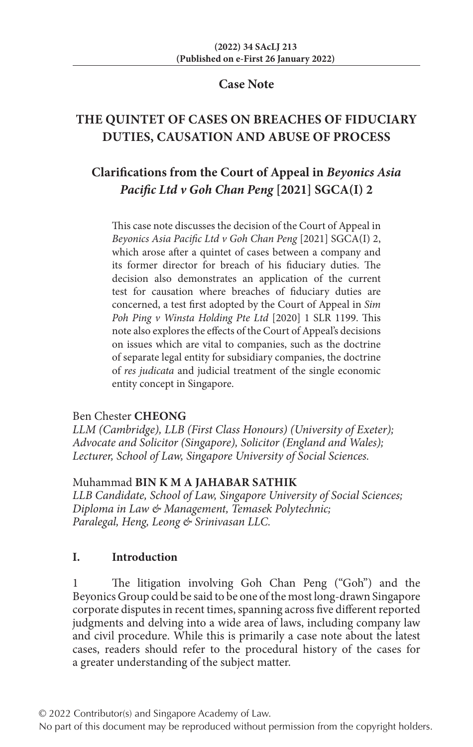**Case Note**

# THE QUINTET OF CASES ON BREACHES OF FIDUCIARY DUTIES, CAUSATION AND ABUSE OF PROCESS

## Clarifications from the Court of Appeal in *Beyonics Asia Pacific Ltd v Goh Chan Peng* [2021] SGCA(I) 2

This case note discusses the decision of the Court of Appeal in *Beyonics Asia Pacific Ltd v Goh Chan Peng* [2021] SGCA(I) 2, which arose after a quintet of cases between a company and its former director for breach of his fiduciary duties. The decision also demonstrates an application of the current test for causation where breaches of fiduciary duties are concerned, a test first adopted by the Court of Appeal in *Sim Poh Ping v Winsta Holding Pte Ltd* [2020] 1 SLR 1199. This note also explores the effects of the Court of Appeal's decisions on issues which are vital to companies, such as the doctrine of separate legal entity for subsidiary companies, the doctrine of *res judicata* and judicial treatment of the single economic entity concept in Singapore.

Ben Chester **CHEONG**
*LLM (Cambridge), LLB (First Class Honours) (University of Exeter); Advocate and Solicitor (Singapore), Solicitor (England and Wales); Lecturer, School of Law, Singapore University of Social Sciences.*

Muhammad **BIN K M A JAHABAR SATHIK**
*LLB Candidate, School of Law, Singapore University of Social Sciences; Diploma in Law & Management, Temasek Polytechnic; Paralegal, Heng, Leong & Srinivasan LLC.*

### I. Introduction

1 The litigation involving Goh Chan Peng ("Goh") and the Beyonics Group could be said to be one of the most long-drawn Singapore corporate disputes in recent times, spanning across five different reported judgments and delving into a wide area of laws, including company law and civil procedure. While this is primarily a case note about the latest cases, readers should refer to the procedural history of the cases for a greater understanding of the subject matter.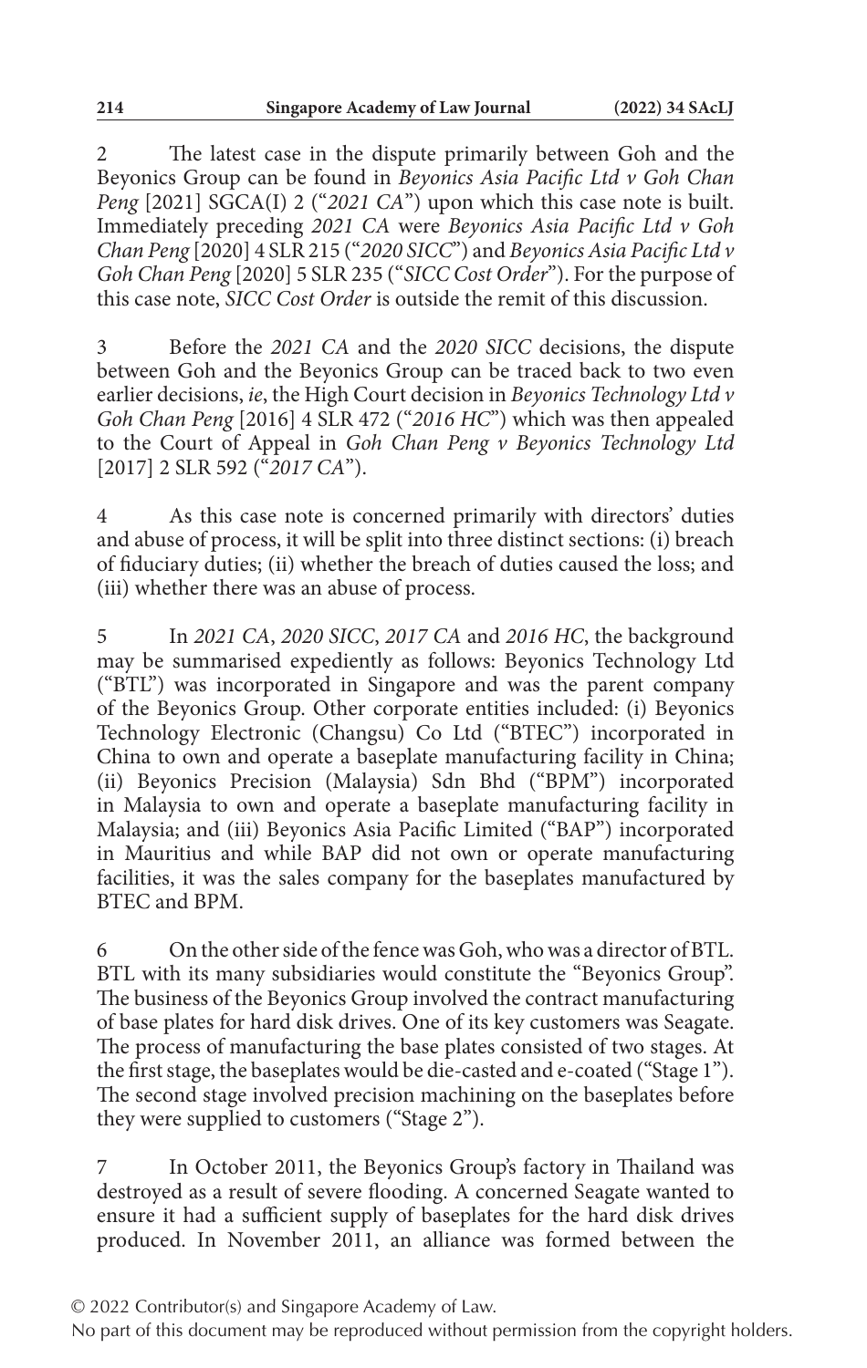2 The latest case in the dispute primarily between Goh and the Beyonics Group can be found in *Beyonics Asia Pacific Ltd v Goh Chan Peng* [2021] SGCA(I) 2 ("*2021 CA*") upon which this case note is built. Immediately preceding *2021 CA* were *Beyonics Asia Pacific Ltd v Goh Chan Peng* [2020] 4 SLR 215 ("*2020 SICC*") and *Beyonics Asia Pacific Ltd v Goh Chan Peng* [2020] 5 SLR 235 ("*SICC Cost Order*"). For the purpose of this case note, *SICC Cost Order* is outside the remit of this discussion.

3 Before the *2021 CA* and the *2020 SICC* decisions, the dispute between Goh and the Beyonics Group can be traced back to two even earlier decisions, *ie*, the High Court decision in *Beyonics Technology Ltd v Goh Chan Peng* [2016] 4 SLR 472 ("*2016 HC*") which was then appealed to the Court of Appeal in *Goh Chan Peng v Beyonics Technology Ltd* [2017] 2 SLR 592 ("*2017 CA*").

4 As this case note is concerned primarily with directors' duties and abuse of process, it will be split into three distinct sections: (i) breach of fiduciary duties; (ii) whether the breach of duties caused the loss; and (iii) whether there was an abuse of process.

5 In *2021 CA*, *2020 SICC*, *2017 CA* and *2016 HC*, the background may be summarised expediently as follows: Beyonics Technology Ltd ("BTL") was incorporated in Singapore and was the parent company of the Beyonics Group. Other corporate entities included: (i) Beyonics Technology Electronic (Changsu) Co Ltd ("BTEC") incorporated in China to own and operate a baseplate manufacturing facility in China; (ii) Beyonics Precision (Malaysia) Sdn Bhd ("BPM") incorporated in Malaysia to own and operate a baseplate manufacturing facility in Malaysia; and (iii) Beyonics Asia Pacific Limited ("BAP") incorporated in Mauritius and while BAP did not own or operate manufacturing facilities, it was the sales company for the baseplates manufactured by BTEC and BPM.

6 On the other side of the fence was Goh, who was a director of BTL. BTL with its many subsidiaries would constitute the "Beyonics Group". The business of the Beyonics Group involved the contract manufacturing of base plates for hard disk drives. One of its key customers was Seagate. The process of manufacturing the base plates consisted of two stages. At the first stage, the baseplates would be die-casted and e-coated ("Stage 1"). The second stage involved precision machining on the baseplates before they were supplied to customers ("Stage 2").

7 In October 2011, the Beyonics Group's factory in Thailand was destroyed as a result of severe flooding. A concerned Seagate wanted to ensure it had a sufficient supply of baseplates for the hard disk drives produced. In November 2011, an alliance was formed between the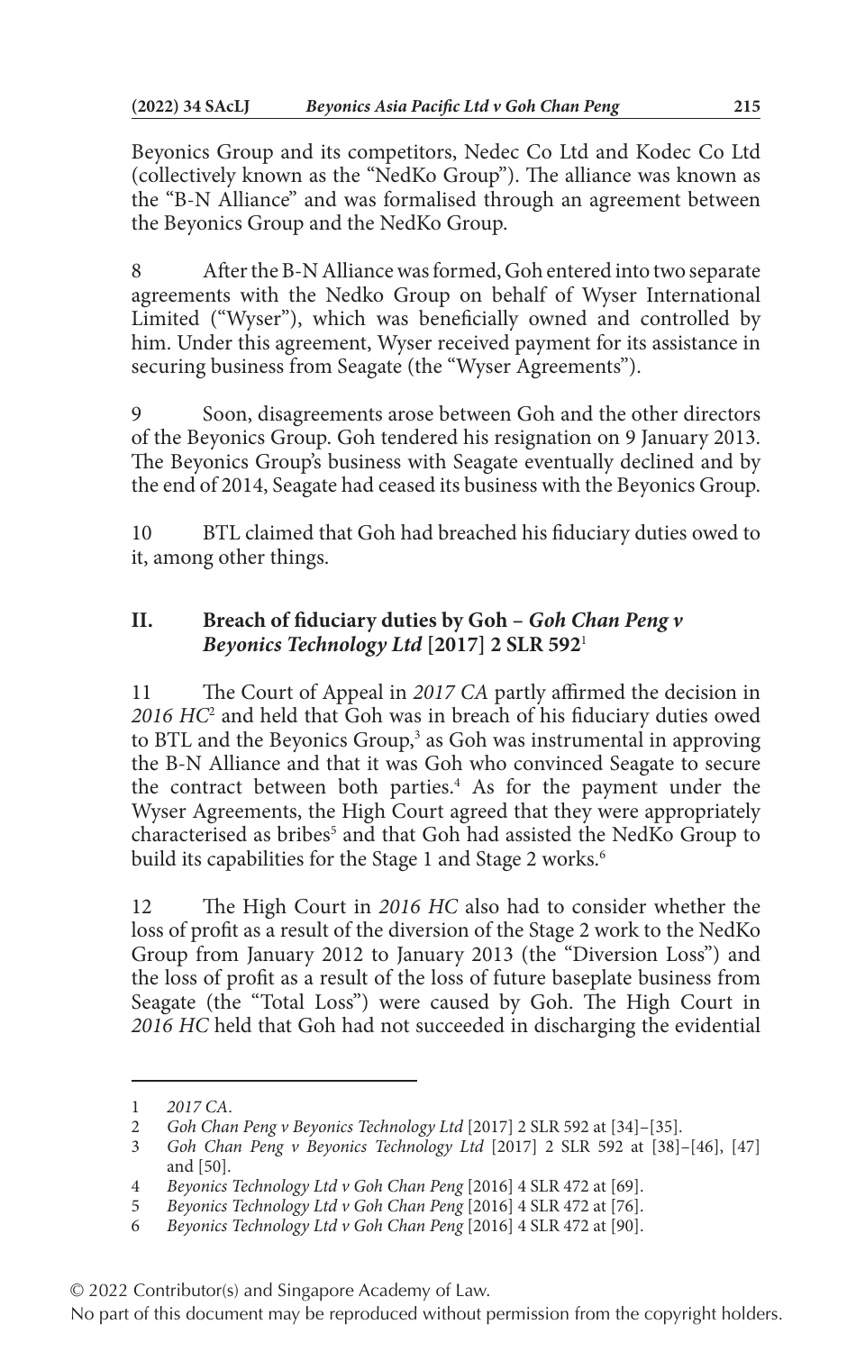Beyonics Group and its competitors, Nedec Co Ltd and Kodec Co Ltd (collectively known as the "NedKo Group"). The alliance was known as the "B-N Alliance" and was formalised through an agreement between the Beyonics Group and the NedKo Group.

8 After the B-N Alliance was formed, Goh entered into two separate agreements with the Nedko Group on behalf of Wyser International Limited ("Wyser"), which was beneficially owned and controlled by him. Under this agreement, Wyser received payment for its assistance in securing business from Seagate (the "Wyser Agreements").

9 Soon, disagreements arose between Goh and the other directors of the Beyonics Group. Goh tendered his resignation on 9 January 2013. The Beyonics Group's business with Seagate eventually declined and by the end of 2014, Seagate had ceased its business with the Beyonics Group.

10 BTL claimed that Goh had breached his fiduciary duties owed to it, among other things.

## II. Breach of fiduciary duties by Goh – *Goh Chan Peng v Beyonics Technology Ltd* [2017] 2 SLR 592[1]

11 The Court of Appeal in *2017 CA* partly affirmed the decision in *2016 HC*[2] and held that Goh was in breach of his fiduciary duties owed to BTL and the Beyonics Group,[3] as Goh was instrumental in approving the B-N Alliance and that it was Goh who convinced Seagate to secure the contract between both parties.[4] As for the payment under the Wyser Agreements, the High Court agreed that they were appropriately characterised as bribes[5] and that Goh had assisted the NedKo Group to build its capabilities for the Stage 1 and Stage 2 works.[6]

12 The High Court in *2016 HC* also had to consider whether the loss of profit as a result of the diversion of the Stage 2 work to the NedKo Group from January 2012 to January 2013 (the "Diversion Loss") and the loss of profit as a result of the loss of future baseplate business from Seagate (the "Total Loss") were caused by Goh. The High Court in *2016 HC* held that Goh had not succeeded in discharging the evidential

---

1 *2017 CA*.

2 *Goh Chan Peng v Beyonics Technology Ltd* [2017] 2 SLR 592 at [34]–[35].

3 *Goh Chan Peng v Beyonics Technology Ltd* [2017] 2 SLR 592 at [38]–[46], [47] and [50].

4 *Beyonics Technology Ltd v Goh Chan Peng* [2016] 4 SLR 472 at [69].

5 *Beyonics Technology Ltd v Goh Chan Peng* [2016] 4 SLR 472 at [76].

6 *Beyonics Technology Ltd v Goh Chan Peng* [2016] 4 SLR 472 at [90].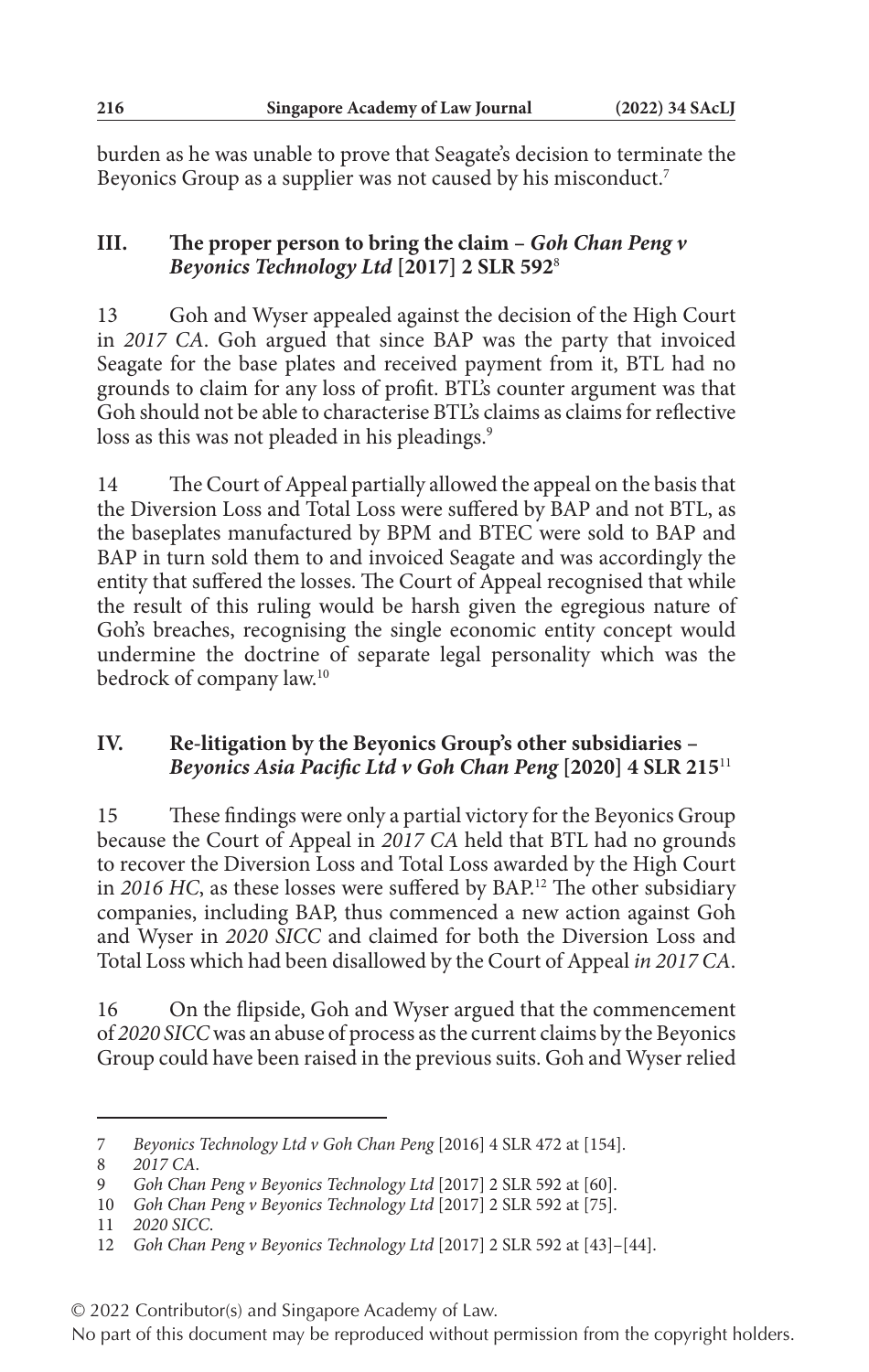burden as he was unable to prove that Seagate's decision to terminate the Beyonics Group as a supplier was not caused by his misconduct.[7]

## III. The proper person to bring the claim – *Goh Chan Peng v Beyonics Technology Ltd* [2017] 2 SLR 592[8]

13 Goh and Wyser appealed against the decision of the High Court in *2017 CA*. Goh argued that since BAP was the party that invoiced Seagate for the base plates and received payment from it, BTL had no grounds to claim for any loss of profit. BTL's counter argument was that Goh should not be able to characterise BTL's claims as claims for reflective loss as this was not pleaded in his pleadings.[9]

14 The Court of Appeal partially allowed the appeal on the basis that the Diversion Loss and Total Loss were suffered by BAP and not BTL, as the baseplates manufactured by BPM and BTEC were sold to BAP and BAP in turn sold them to and invoiced Seagate and was accordingly the entity that suffered the losses. The Court of Appeal recognised that while the result of this ruling would be harsh given the egregious nature of Goh's breaches, recognising the single economic entity concept would undermine the doctrine of separate legal personality which was the bedrock of company law.[10]

## IV. Re-litigation by the Beyonics Group's other subsidiaries – *Beyonics Asia Pacific Ltd v Goh Chan Peng* [2020] 4 SLR 215[11]

15 These findings were only a partial victory for the Beyonics Group because the Court of Appeal in *2017 CA* held that BTL had no grounds to recover the Diversion Loss and Total Loss awarded by the High Court in *2016 HC*, as these losses were suffered by BAP.[12] The other subsidiary companies, including BAP, thus commenced a new action against Goh and Wyser in *2020 SICC* and claimed for both the Diversion Loss and Total Loss which had been disallowed by the Court of Appeal *in 2017 CA*.

16 On the flipside, Goh and Wyser argued that the commencement of *2020 SICC* was an abuse of process as the current claims by the Beyonics Group could have been raised in the previous suits. Goh and Wyser relied

---

7 *Beyonics Technology Ltd v Goh Chan Peng* [2016] 4 SLR 472 at [154].

8 *2017 CA*.

9 *Goh Chan Peng v Beyonics Technology Ltd* [2017] 2 SLR 592 at [60].

10 *Goh Chan Peng v Beyonics Technology Ltd* [2017] 2 SLR 592 at [75].

11 *2020 SICC*.

12 *Goh Chan Peng v Beyonics Technology Ltd* [2017] 2 SLR 592 at [43]–[44].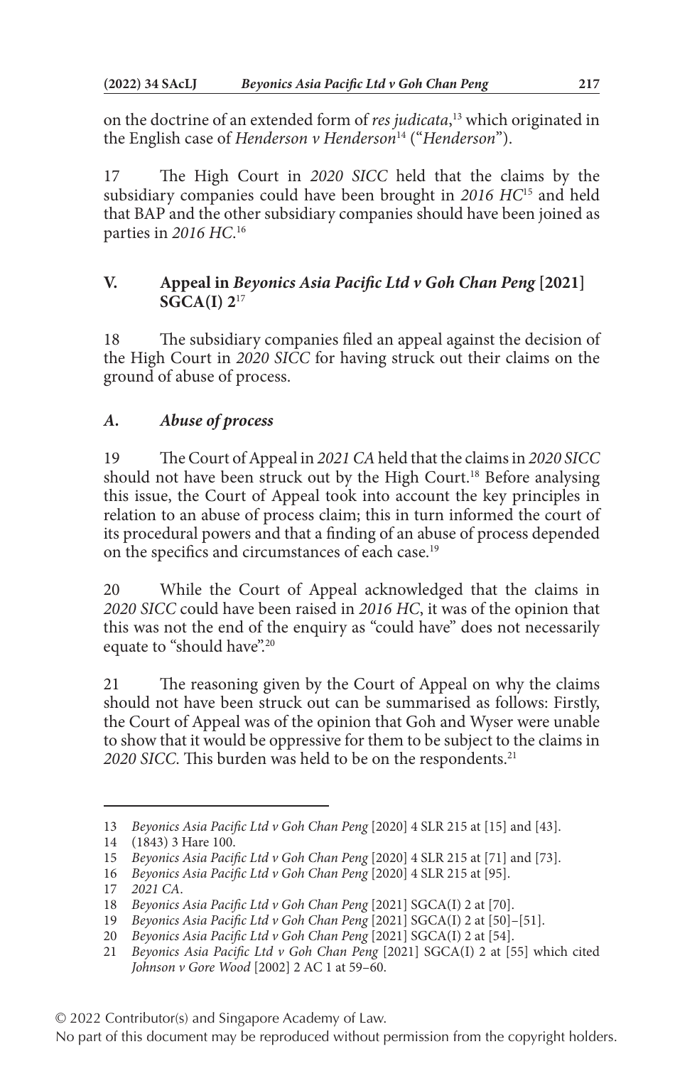on the doctrine of an extended form of *res judicata*,[13] which originated in the English case of *Henderson v Henderson*[14] ("*Henderson*").

17 The High Court in *2020 SICC* held that the claims by the subsidiary companies could have been brought in *2016 HC*[15] and held that BAP and the other subsidiary companies should have been joined as parties in *2016 HC*.[16]

## V. Appeal in *Beyonics Asia Pacific Ltd v Goh Chan Peng* [2021] SGCA(I) 2[17]

18 The subsidiary companies filed an appeal against the decision of the High Court in *2020 SICC* for having struck out their claims on the ground of abuse of process.

### A. *Abuse of process*

19 The Court of Appeal in *2021 CA* held that the claims in *2020 SICC* should not have been struck out by the High Court.[18] Before analysing this issue, the Court of Appeal took into account the key principles in relation to an abuse of process claim; this in turn informed the court of its procedural powers and that a finding of an abuse of process depended on the specifics and circumstances of each case.[19]

20 While the Court of Appeal acknowledged that the claims in *2020 SICC* could have been raised in *2016 HC*, it was of the opinion that this was not the end of the enquiry as "could have" does not necessarily equate to "should have".[20]

21 The reasoning given by the Court of Appeal on why the claims should not have been struck out can be summarised as follows: Firstly, the Court of Appeal was of the opinion that Goh and Wyser were unable to show that it would be oppressive for them to be subject to the claims in *2020 SICC*. This burden was held to be on the respondents.[21]

---

13 *Beyonics Asia Pacific Ltd v Goh Chan Peng* [2020] 4 SLR 215 at [15] and [43].

14 (1843) 3 Hare 100.

15 *Beyonics Asia Pacific Ltd v Goh Chan Peng* [2020] 4 SLR 215 at [71] and [73].

16 *Beyonics Asia Pacific Ltd v Goh Chan Peng* [2020] 4 SLR 215 at [95].

17 *2021 CA*.

18 *Beyonics Asia Pacific Ltd v Goh Chan Peng* [2021] SGCA(I) 2 at [70].

19 *Beyonics Asia Pacific Ltd v Goh Chan Peng* [2021] SGCA(I) 2 at [50]–[51].

20 *Beyonics Asia Pacific Ltd v Goh Chan Peng* [2021] SGCA(I) 2 at [54].

21 *Beyonics Asia Pacific Ltd v Goh Chan Peng* [2021] SGCA(I) 2 at [55] which cited *Johnson v Gore Wood* [2002] 2 AC 1 at 59–60.

© 2022 Contributor(s) and Singapore Academy of Law.

No part of this document may be reproduced without permission from the copyright holders.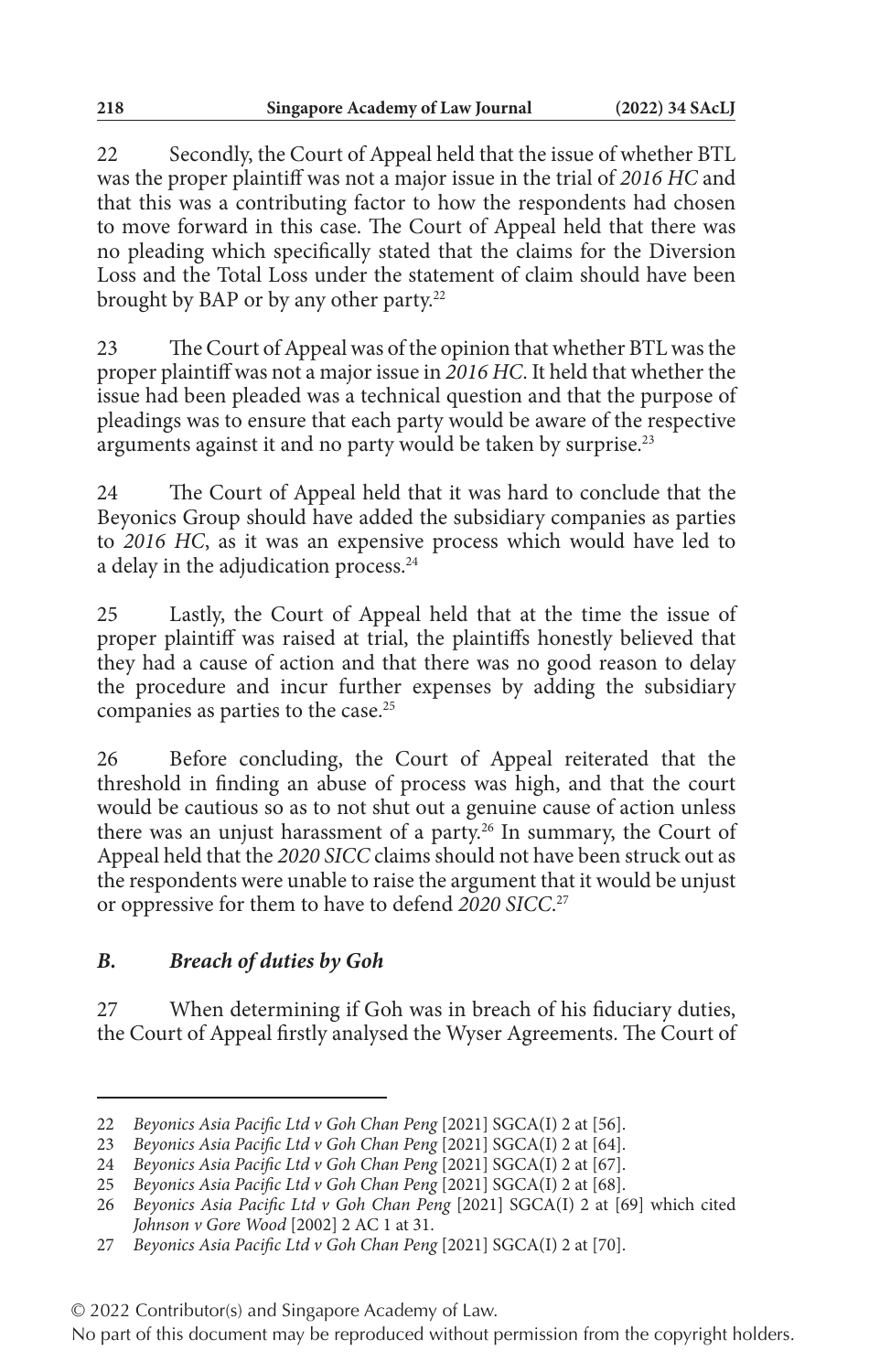22 Secondly, the Court of Appeal held that the issue of whether BTL was the proper plaintiff was not a major issue in the trial of *2016 HC* and that this was a contributing factor to how the respondents had chosen to move forward in this case. The Court of Appeal held that there was no pleading which specifically stated that the claims for the Diversion Loss and the Total Loss under the statement of claim should have been brought by BAP or by any other party.[22]

23 The Court of Appeal was of the opinion that whether BTL was the proper plaintiff was not a major issue in *2016 HC*. It held that whether the issue had been pleaded was a technical question and that the purpose of pleadings was to ensure that each party would be aware of the respective arguments against it and no party would be taken by surprise.[23]

24 The Court of Appeal held that it was hard to conclude that the Beyonics Group should have added the subsidiary companies as parties to *2016 HC*, as it was an expensive process which would have led to a delay in the adjudication process.[24]

25 Lastly, the Court of Appeal held that at the time the issue of proper plaintiff was raised at trial, the plaintiffs honestly believed that they had a cause of action and that there was no good reason to delay the procedure and incur further expenses by adding the subsidiary companies as parties to the case.[25]

26 Before concluding, the Court of Appeal reiterated that the threshold in finding an abuse of process was high, and that the court would be cautious so as to not shut out a genuine cause of action unless there was an unjust harassment of a party.[26] In summary, the Court of Appeal held that the *2020 SICC* claims should not have been struck out as the respondents were unable to raise the argument that it would be unjust or oppressive for them to have to defend *2020 SICC*.[27]

### *B. Breach of duties by Goh*

27 When determining if Goh was in breach of his fiduciary duties, the Court of Appeal firstly analysed the Wyser Agreements. The Court of

---

22 *Beyonics Asia Pacific Ltd v Goh Chan Peng* [2021] SGCA(I) 2 at [56].

23 *Beyonics Asia Pacific Ltd v Goh Chan Peng* [2021] SGCA(I) 2 at [64].

24 *Beyonics Asia Pacific Ltd v Goh Chan Peng* [2021] SGCA(I) 2 at [67].

25 *Beyonics Asia Pacific Ltd v Goh Chan Peng* [2021] SGCA(I) 2 at [68].

26 *Beyonics Asia Pacific Ltd v Goh Chan Peng* [2021] SGCA(I) 2 at [69] which cited *Johnson v Gore Wood* [2002] 2 AC 1 at 31.

27 *Beyonics Asia Pacific Ltd v Goh Chan Peng* [2021] SGCA(I) 2 at [70].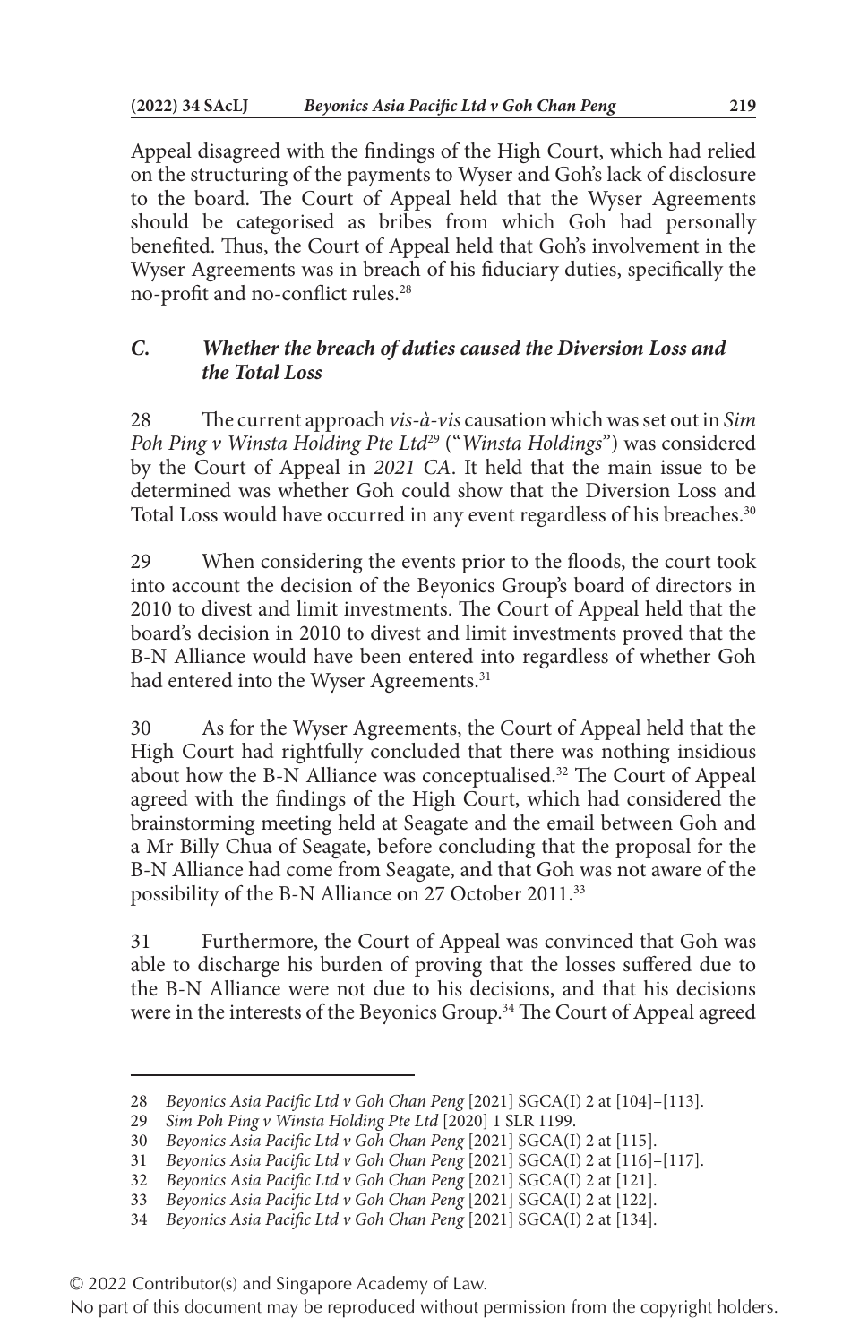Appeal disagreed with the findings of the High Court, which had relied on the structuring of the payments to Wyser and Goh's lack of disclosure to the board. The Court of Appeal held that the Wyser Agreements should be categorised as bribes from which Goh had personally benefited. Thus, the Court of Appeal held that Goh's involvement in the Wyser Agreements was in breach of his fiduciary duties, specifically the no-profit and no-conflict rules.[28]

### *C. Whether the breach of duties caused the Diversion Loss and the Total Loss*

28 The current approach *vis-à-vis* causation which was set out in *Sim Poh Ping v Winsta Holding Pte Ltd*[29] ("*Winsta Holdings*") was considered by the Court of Appeal in *2021 CA*. It held that the main issue to be determined was whether Goh could show that the Diversion Loss and Total Loss would have occurred in any event regardless of his breaches.[30]

29 When considering the events prior to the floods, the court took into account the decision of the Beyonics Group's board of directors in 2010 to divest and limit investments. The Court of Appeal held that the board's decision in 2010 to divest and limit investments proved that the B-N Alliance would have been entered into regardless of whether Goh had entered into the Wyser Agreements.[31]

30 As for the Wyser Agreements, the Court of Appeal held that the High Court had rightfully concluded that there was nothing insidious about how the B-N Alliance was conceptualised.[32] The Court of Appeal agreed with the findings of the High Court, which had considered the brainstorming meeting held at Seagate and the email between Goh and a Mr Billy Chua of Seagate, before concluding that the proposal for the B-N Alliance had come from Seagate, and that Goh was not aware of the possibility of the B-N Alliance on 27 October 2011.[33]

31 Furthermore, the Court of Appeal was convinced that Goh was able to discharge his burden of proving that the losses suffered due to the B-N Alliance were not due to his decisions, and that his decisions were in the interests of the Beyonics Group.[34] The Court of Appeal agreed

---

28 *Beyonics Asia Pacific Ltd v Goh Chan Peng* [2021] SGCA(I) 2 at [104]–[113].

29 *Sim Poh Ping v Winsta Holding Pte Ltd* [2020] 1 SLR 1199.

30 *Beyonics Asia Pacific Ltd v Goh Chan Peng* [2021] SGCA(I) 2 at [115].

31 *Beyonics Asia Pacific Ltd v Goh Chan Peng* [2021] SGCA(I) 2 at [116]–[117].

32 *Beyonics Asia Pacific Ltd v Goh Chan Peng* [2021] SGCA(I) 2 at [121].

33 *Beyonics Asia Pacific Ltd v Goh Chan Peng* [2021] SGCA(I) 2 at [122].

34 *Beyonics Asia Pacific Ltd v Goh Chan Peng* [2021] SGCA(I) 2 at [134].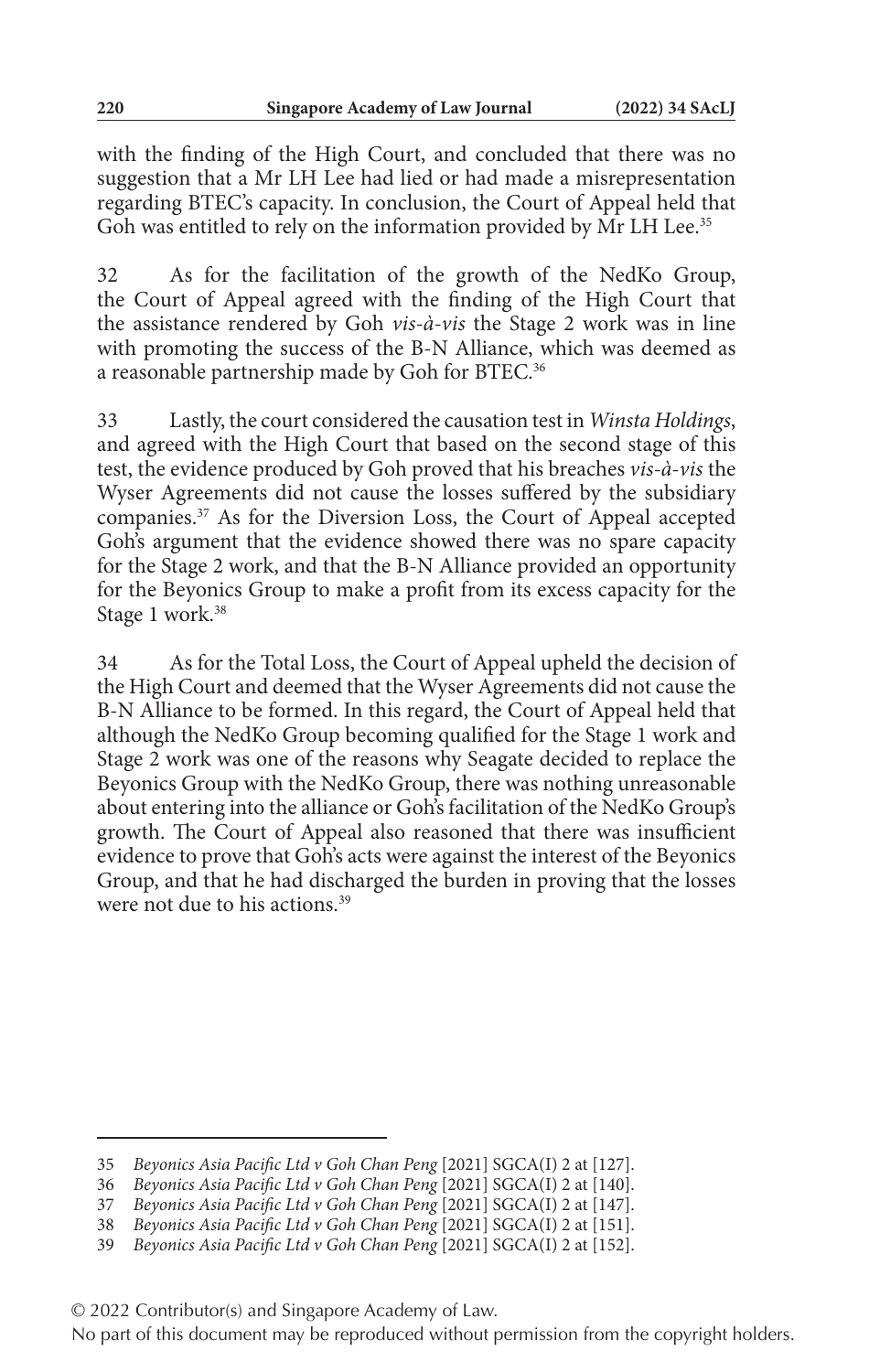with the finding of the High Court, and concluded that there was no suggestion that a Mr LH Lee had lied or had made a misrepresentation regarding BTEC's capacity. In conclusion, the Court of Appeal held that Goh was entitled to rely on the information provided by Mr LH Lee.[35]

32 As for the facilitation of the growth of the NedKo Group, the Court of Appeal agreed with the finding of the High Court that the assistance rendered by Goh *vis-à-vis* the Stage 2 work was in line with promoting the success of the B-N Alliance, which was deemed as a reasonable partnership made by Goh for BTEC.[36]

33 Lastly, the court considered the causation test in *Winsta Holdings*, and agreed with the High Court that based on the second stage of this test, the evidence produced by Goh proved that his breaches *vis-à-vis* the Wyser Agreements did not cause the losses suffered by the subsidiary companies.[37] As for the Diversion Loss, the Court of Appeal accepted Goh's argument that the evidence showed there was no spare capacity for the Stage 2 work, and that the B-N Alliance provided an opportunity for the Beyonics Group to make a profit from its excess capacity for the Stage 1 work.[38]

34 As for the Total Loss, the Court of Appeal upheld the decision of the High Court and deemed that the Wyser Agreements did not cause the B-N Alliance to be formed. In this regard, the Court of Appeal held that although the NedKo Group becoming qualified for the Stage 1 work and Stage 2 work was one of the reasons why Seagate decided to replace the Beyonics Group with the NedKo Group, there was nothing unreasonable about entering into the alliance or Goh's facilitation of the NedKo Group's growth. The Court of Appeal also reasoned that there was insufficient evidence to prove that Goh's acts were against the interest of the Beyonics Group, and that he had discharged the burden in proving that the losses were not due to his actions.[39]

---

35 *Beyonics Asia Pacific Ltd v Goh Chan Peng* [2021] SGCA(I) 2 at [127].

36 *Beyonics Asia Pacific Ltd v Goh Chan Peng* [2021] SGCA(I) 2 at [140].

37 *Beyonics Asia Pacific Ltd v Goh Chan Peng* [2021] SGCA(I) 2 at [147].

38 *Beyonics Asia Pacific Ltd v Goh Chan Peng* [2021] SGCA(I) 2 at [151].

39 *Beyonics Asia Pacific Ltd v Goh Chan Peng* [2021] SGCA(I) 2 at [152].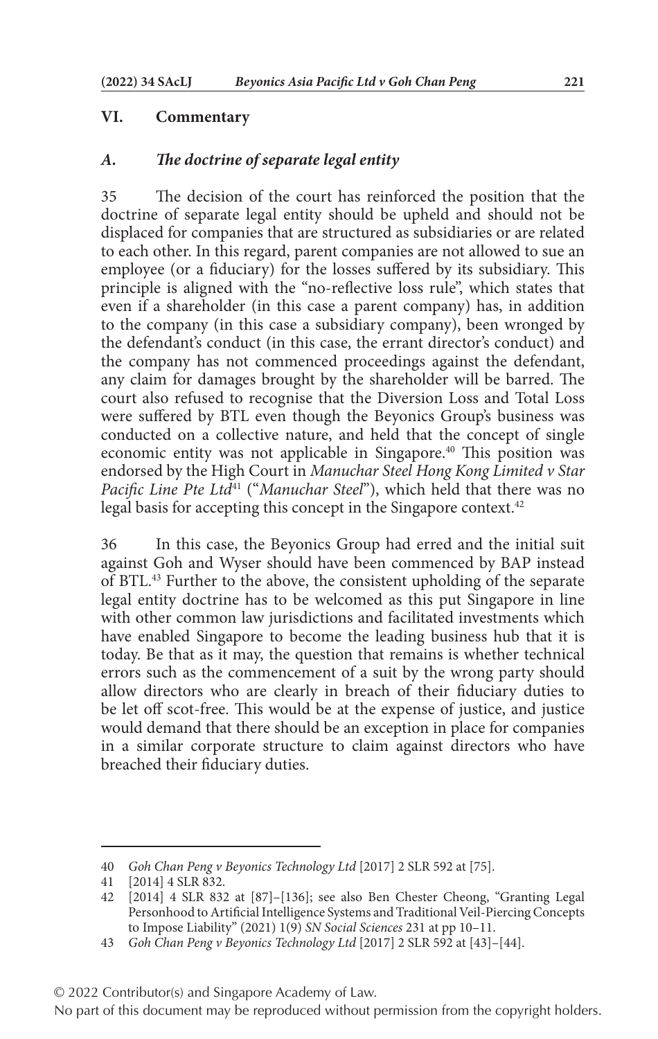## VI. Commentary

### *A. The doctrine of separate legal entity*

35 The decision of the court has reinforced the position that the doctrine of separate legal entity should be upheld and should not be displaced for companies that are structured as subsidiaries or are related to each other. In this regard, parent companies are not allowed to sue an employee (or a fiduciary) for the losses suffered by its subsidiary. This principle is aligned with the "no-reflective loss rule", which states that even if a shareholder (in this case a parent company) has, in addition to the company (in this case a subsidiary company), been wronged by the defendant's conduct (in this case, the errant director's conduct) and the company has not commenced proceedings against the defendant, any claim for damages brought by the shareholder will be barred. The court also refused to recognise that the Diversion Loss and Total Loss were suffered by BTL even though the Beyonics Group's business was conducted on a collective nature, and held that the concept of single economic entity was not applicable in Singapore.[40] This position was endorsed by the High Court in *Manuchar Steel Hong Kong Limited v Star Pacific Line Pte Ltd*[41] ("*Manuchar Steel*"), which held that there was no legal basis for accepting this concept in the Singapore context.[42]

36 In this case, the Beyonics Group had erred and the initial suit against Goh and Wyser should have been commenced by BAP instead of BTL.[43] Further to the above, the consistent upholding of the separate legal entity doctrine has to be welcomed as this put Singapore in line with other common law jurisdictions and facilitated investments which have enabled Singapore to become the leading business hub that it is today. Be that as it may, the question that remains is whether technical errors such as the commencement of a suit by the wrong party should allow directors who are clearly in breach of their fiduciary duties to be let off scot-free. This would be at the expense of justice, and justice would demand that there should be an exception in place for companies in a similar corporate structure to claim against directors who have breached their fiduciary duties.

---

40 *Goh Chan Peng v Beyonics Technology Ltd* [2017] 2 SLR 592 at [75].

41 [2014] 4 SLR 832.

42 [2014] 4 SLR 832 at [87]–[136]; see also Ben Chester Cheong, "Granting Legal Personhood to Artificial Intelligence Systems and Traditional Veil-Piercing Concepts to Impose Liability" (2021) 1(9) *SN Social Sciences* 231 at pp 10–11.

43 *Goh Chan Peng v Beyonics Technology Ltd* [2017] 2 SLR 592 at [43]–[44].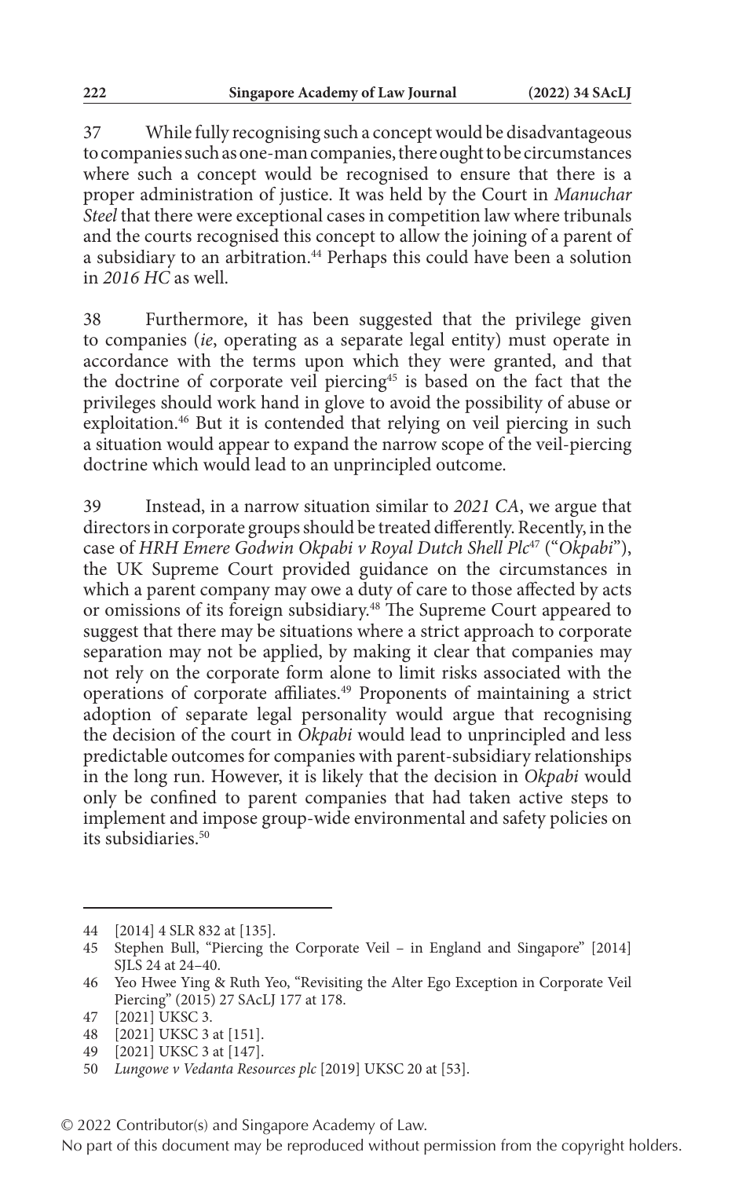37 While fully recognising such a concept would be disadvantageous to companies such as one-man companies, there ought to be circumstances where such a concept would be recognised to ensure that there is a proper administration of justice. It was held by the Court in *Manuchar Steel* that there were exceptional cases in competition law where tribunals and the courts recognised this concept to allow the joining of a parent of a subsidiary to an arbitration.[44] Perhaps this could have been a solution in *2016 HC* as well.

38 Furthermore, it has been suggested that the privilege given to companies (*ie*, operating as a separate legal entity) must operate in accordance with the terms upon which they were granted, and that the doctrine of corporate veil piercing[45] is based on the fact that the privileges should work hand in glove to avoid the possibility of abuse or exploitation.[46] But it is contended that relying on veil piercing in such a situation would appear to expand the narrow scope of the veil-piercing doctrine which would lead to an unprincipled outcome.

39 Instead, in a narrow situation similar to *2021 CA*, we argue that directors in corporate groups should be treated differently. Recently, in the case of *HRH Emere Godwin Okpabi v Royal Dutch Shell Plc*[47] ("*Okpabi*"), the UK Supreme Court provided guidance on the circumstances in which a parent company may owe a duty of care to those affected by acts or omissions of its foreign subsidiary.[48] The Supreme Court appeared to suggest that there may be situations where a strict approach to corporate separation may not be applied, by making it clear that companies may not rely on the corporate form alone to limit risks associated with the operations of corporate affiliates.[49] Proponents of maintaining a strict adoption of separate legal personality would argue that recognising the decision of the court in *Okpabi* would lead to unprincipled and less predictable outcomes for companies with parent-subsidiary relationships in the long run. However, it is likely that the decision in *Okpabi* would only be confined to parent companies that had taken active steps to implement and impose group-wide environmental and safety policies on its subsidiaries.[50]

---

44 [2014] 4 SLR 832 at [135].

45 Stephen Bull, "Piercing the Corporate Veil – in England and Singapore" [2014] SJLS 24 at 24–40.

46 Yeo Hwee Ying & Ruth Yeo, "Revisiting the Alter Ego Exception in Corporate Veil Piercing" (2015) 27 SAcLJ 177 at 178.

47 [2021] UKSC 3.

48 [2021] UKSC 3 at [151].

49 [2021] UKSC 3 at [147].

50 *Lungowe v Vedanta Resources plc* [2019] UKSC 20 at [53].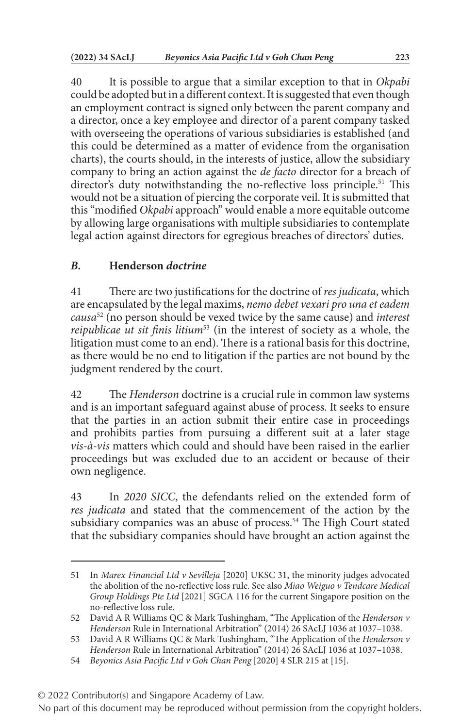40 It is possible to argue that a similar exception to that in *Okpabi* could be adopted but in a different context. It is suggested that even though an employment contract is signed only between the parent company and a director, once a key employee and director of a parent company tasked with overseeing the operations of various subsidiaries is established (and this could be determined as a matter of evidence from the organisation charts), the courts should, in the interests of justice, allow the subsidiary company to bring an action against the *de facto* director for a breach of director's duty notwithstanding the no-reflective loss principle.[51] This would not be a situation of piercing the corporate veil. It is submitted that this "modified *Okpabi* approach" would enable a more equitable outcome by allowing large organisations with multiple subsidiaries to contemplate legal action against directors for egregious breaches of directors' duties.

### *B.* **Henderson** *doctrine*

41 There are two justifications for the doctrine of *res judicata*, which are encapsulated by the legal maxims, *nemo debet vexari pro una et eadem causa*[52] (no person should be vexed twice by the same cause) and *interest reipublicae ut sit finis litium*[53] (in the interest of society as a whole, the litigation must come to an end). There is a rational basis for this doctrine, as there would be no end to litigation if the parties are not bound by the judgment rendered by the court.

42 The *Henderson* doctrine is a crucial rule in common law systems and is an important safeguard against abuse of process. It seeks to ensure that the parties in an action submit their entire case in proceedings and prohibits parties from pursuing a different suit at a later stage *vis-à-vis* matters which could and should have been raised in the earlier proceedings but was excluded due to an accident or because of their own negligence.

43 In *2020 SICC*, the defendants relied on the extended form of *res judicata* and stated that the commencement of the action by the subsidiary companies was an abuse of process.[54] The High Court stated that the subsidiary companies should have brought an action against the

---

51 In *Marex Financial Ltd v Sevilleja* [2020] UKSC 31, the minority judges advocated the abolition of the no-reflective loss rule. See also *Miao Weiguo v Tendcare Medical Group Holdings Pte Ltd* [2021] SGCA 116 for the current Singapore position on the no-reflective loss rule.

52 David A R Williams QC & Mark Tushingham, "The Application of the *Henderson v Henderson* Rule in International Arbitration" (2014) 26 SAcLJ 1036 at 1037–1038.

53 David A R Williams QC & Mark Tushingham, "The Application of the *Henderson v Henderson* Rule in International Arbitration" (2014) 26 SAcLJ 1036 at 1037–1038.

54 *Beyonics Asia Pacific Ltd v Goh Chan Peng* [2020] 4 SLR 215 at [15].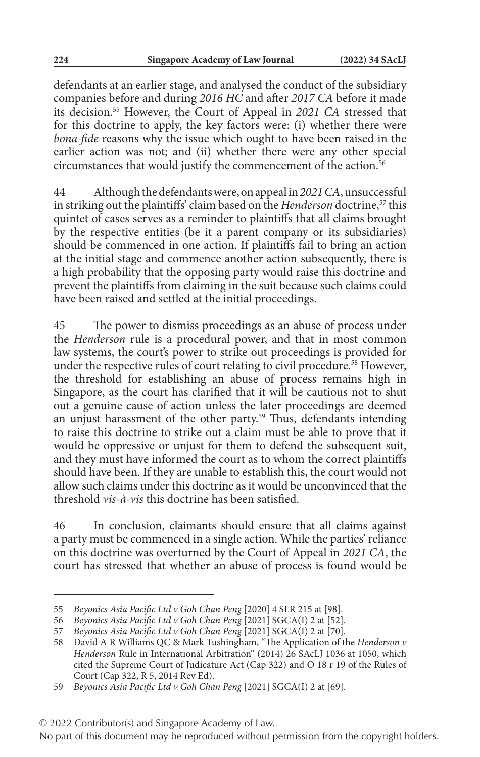defendants at an earlier stage, and analysed the conduct of the subsidiary companies before and during *2016 HC* and after *2017 CA* before it made its decision.[55] However, the Court of Appeal in *2021 CA* stressed that for this doctrine to apply, the key factors were: (i) whether there were *bona fide* reasons why the issue which ought to have been raised in the earlier action was not; and (ii) whether there were any other special circumstances that would justify the commencement of the action.[56]

44 Although the defendants were, on appeal in *2021 CA*, unsuccessful in striking out the plaintiffs' claim based on the *Henderson* doctrine,[57] this quintet of cases serves as a reminder to plaintiffs that all claims brought by the respective entities (be it a parent company or its subsidiaries) should be commenced in one action. If plaintiffs fail to bring an action at the initial stage and commence another action subsequently, there is a high probability that the opposing party would raise this doctrine and prevent the plaintiffs from claiming in the suit because such claims could have been raised and settled at the initial proceedings.

45 The power to dismiss proceedings as an abuse of process under the *Henderson* rule is a procedural power, and that in most common law systems, the court's power to strike out proceedings is provided for under the respective rules of court relating to civil procedure.[58] However, the threshold for establishing an abuse of process remains high in Singapore, as the court has clarified that it will be cautious not to shut out a genuine cause of action unless the later proceedings are deemed an unjust harassment of the other party.[59] Thus, defendants intending to raise this doctrine to strike out a claim must be able to prove that it would be oppressive or unjust for them to defend the subsequent suit, and they must have informed the court as to whom the correct plaintiffs should have been. If they are unable to establish this, the court would not allow such claims under this doctrine as it would be unconvinced that the threshold *vis-à-vis* this doctrine has been satisfied.

46 In conclusion, claimants should ensure that all claims against a party must be commenced in a single action. While the parties' reliance on this doctrine was overturned by the Court of Appeal in *2021 CA*, the court has stressed that whether an abuse of process is found would be

---

55 *Beyonics Asia Pacific Ltd v Goh Chan Peng* [2020] 4 SLR 215 at [98].

56 *Beyonics Asia Pacific Ltd v Goh Chan Peng* [2021] SGCA(I) 2 at [52].

57 *Beyonics Asia Pacific Ltd v Goh Chan Peng* [2021] SGCA(I) 2 at [70].

58 David A R Williams QC & Mark Tushingham, "The Application of the *Henderson v Henderson* Rule in International Arbitration" (2014) 26 SAcLJ 1036 at 1050, which cited the Supreme Court of Judicature Act (Cap 322) and O 18 r 19 of the Rules of Court (Cap 322, R 5, 2014 Rev Ed).

59 *Beyonics Asia Pacific Ltd v Goh Chan Peng* [2021] SGCA(I) 2 at [69].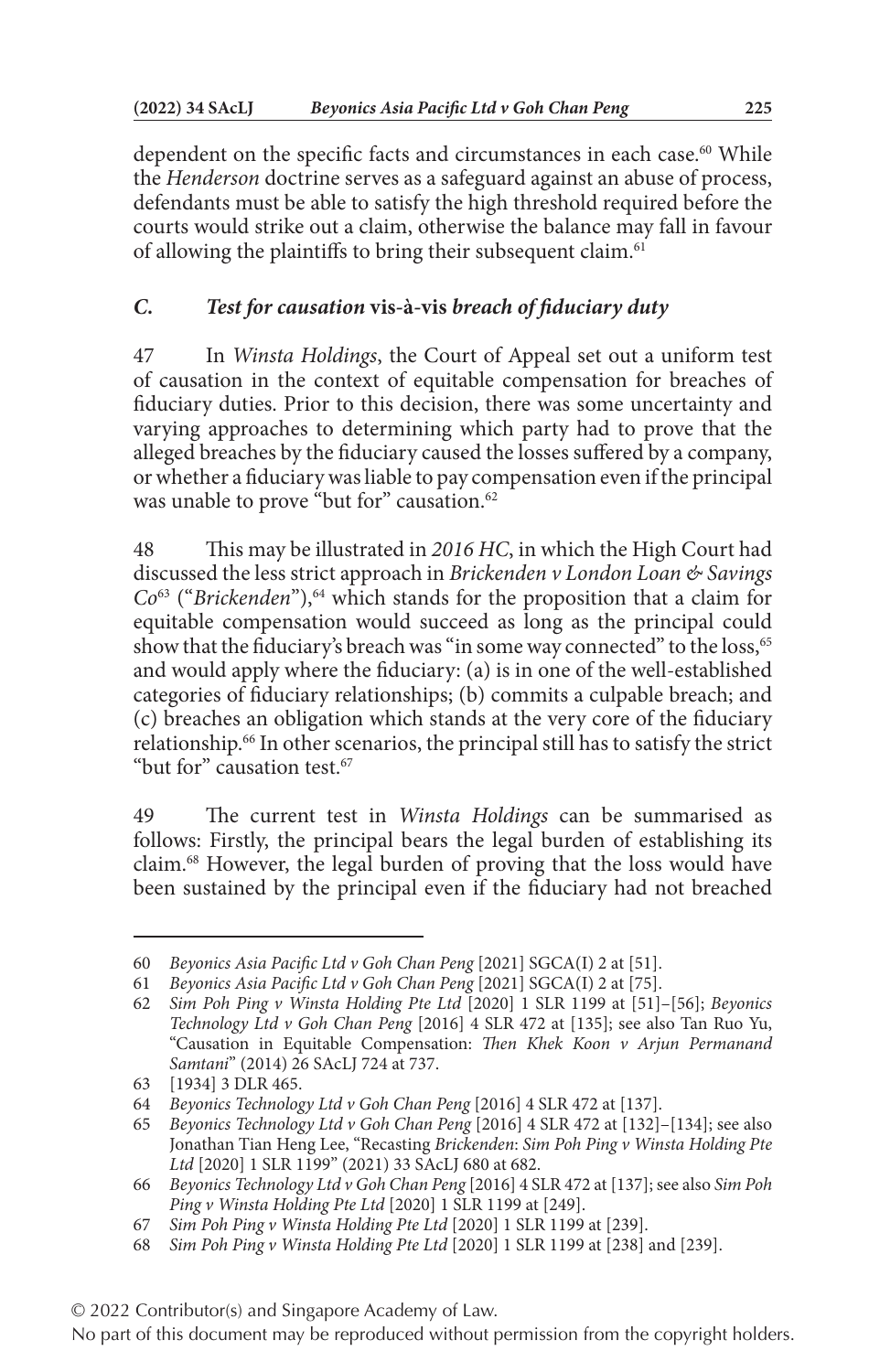dependent on the specific facts and circumstances in each case.[60] While the *Henderson* doctrine serves as a safeguard against an abuse of process, defendants must be able to satisfy the high threshold required before the courts would strike out a claim, otherwise the balance may fall in favour of allowing the plaintiffs to bring their subsequent claim.[61]

### *C. Test for causation* vis-à-vis *breach of fiduciary duty*

47 In *Winsta Holdings*, the Court of Appeal set out a uniform test of causation in the context of equitable compensation for breaches of fiduciary duties. Prior to this decision, there was some uncertainty and varying approaches to determining which party had to prove that the alleged breaches by the fiduciary caused the losses suffered by a company, or whether a fiduciary was liable to pay compensation even if the principal was unable to prove "but for" causation.[62]

48 This may be illustrated in *2016 HC*, in which the High Court had discussed the less strict approach in *Brickenden v London Loan & Savings Co*[63] ("*Brickenden*"),[64] which stands for the proposition that a claim for equitable compensation would succeed as long as the principal could show that the fiduciary's breach was "in some way connected" to the loss,[65] and would apply where the fiduciary: (a) is in one of the well-established categories of fiduciary relationships; (b) commits a culpable breach; and (c) breaches an obligation which stands at the very core of the fiduciary relationship.[66] In other scenarios, the principal still has to satisfy the strict "but for" causation test.[67]

49 The current test in *Winsta Holdings* can be summarised as follows: Firstly, the principal bears the legal burden of establishing its claim.[68] However, the legal burden of proving that the loss would have been sustained by the principal even if the fiduciary had not breached

---

60 *Beyonics Asia Pacific Ltd v Goh Chan Peng* [2021] SGCA(I) 2 at [51].

61 *Beyonics Asia Pacific Ltd v Goh Chan Peng* [2021] SGCA(I) 2 at [75].

62 *Sim Poh Ping v Winsta Holding Pte Ltd* [2020] 1 SLR 1199 at [51]–[56]; *Beyonics Technology Ltd v Goh Chan Peng* [2016] 4 SLR 472 at [135]; see also Tan Ruo Yu, "Causation in Equitable Compensation: *Then Khek Koon v Arjun Permanand Samtani*" (2014) 26 SAcLJ 724 at 737.

63 [1934] 3 DLR 465.

64 *Beyonics Technology Ltd v Goh Chan Peng* [2016] 4 SLR 472 at [137].

65 *Beyonics Technology Ltd v Goh Chan Peng* [2016] 4 SLR 472 at [132]–[134]; see also Jonathan Tian Heng Lee, "Recasting *Brickenden*: *Sim Poh Ping v Winsta Holding Pte Ltd* [2020] 1 SLR 1199" (2021) 33 SAcLJ 680 at 682.

66 *Beyonics Technology Ltd v Goh Chan Peng* [2016] 4 SLR 472 at [137]; see also *Sim Poh Ping v Winsta Holding Pte Ltd* [2020] 1 SLR 1199 at [249].

67 *Sim Poh Ping v Winsta Holding Pte Ltd* [2020] 1 SLR 1199 at [239].

68 *Sim Poh Ping v Winsta Holding Pte Ltd* [2020] 1 SLR 1199 at [238] and [239].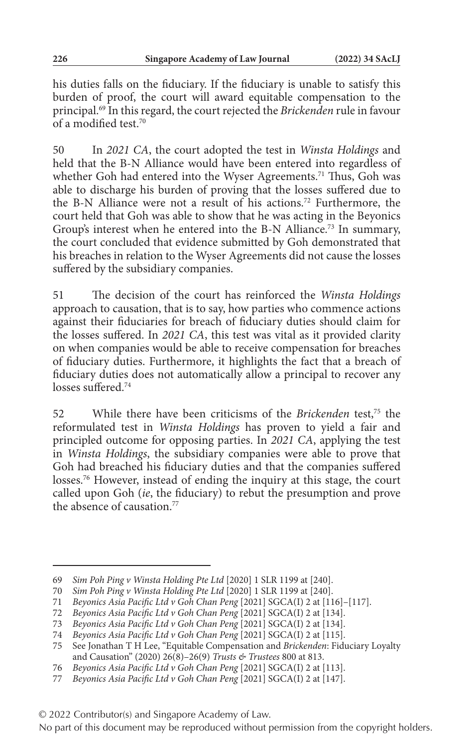his duties falls on the fiduciary. If the fiduciary is unable to satisfy this burden of proof, the court will award equitable compensation to the principal.[69] In this regard, the court rejected the *Brickenden* rule in favour of a modified test.[70]

50 In *2021 CA*, the court adopted the test in *Winsta Holdings* and held that the B-N Alliance would have been entered into regardless of whether Goh had entered into the Wyser Agreements.[71] Thus, Goh was able to discharge his burden of proving that the losses suffered due to the B-N Alliance were not a result of his actions.[72] Furthermore, the court held that Goh was able to show that he was acting in the Beyonics Group's interest when he entered into the B-N Alliance.[73] In summary, the court concluded that evidence submitted by Goh demonstrated that his breaches in relation to the Wyser Agreements did not cause the losses suffered by the subsidiary companies.

51 The decision of the court has reinforced the *Winsta Holdings* approach to causation, that is to say, how parties who commence actions against their fiduciaries for breach of fiduciary duties should claim for the losses suffered. In *2021 CA*, this test was vital as it provided clarity on when companies would be able to receive compensation for breaches of fiduciary duties. Furthermore, it highlights the fact that a breach of fiduciary duties does not automatically allow a principal to recover any losses suffered.[74]

52 While there have been criticisms of the *Brickenden* test,[75] the reformulated test in *Winsta Holdings* has proven to yield a fair and principled outcome for opposing parties. In *2021 CA*, applying the test in *Winsta Holdings*, the subsidiary companies were able to prove that Goh had breached his fiduciary duties and that the companies suffered losses.[76] However, instead of ending the inquiry at this stage, the court called upon Goh (*ie*, the fiduciary) to rebut the presumption and prove the absence of causation.[77]

---

69 *Sim Poh Ping v Winsta Holding Pte Ltd* [2020] 1 SLR 1199 at [240].

70 *Sim Poh Ping v Winsta Holding Pte Ltd* [2020] 1 SLR 1199 at [240].

71 *Beyonics Asia Pacific Ltd v Goh Chan Peng* [2021] SGCA(I) 2 at [116]–[117].

72 *Beyonics Asia Pacific Ltd v Goh Chan Peng* [2021] SGCA(I) 2 at [134].

73 *Beyonics Asia Pacific Ltd v Goh Chan Peng* [2021] SGCA(I) 2 at [134].

74 *Beyonics Asia Pacific Ltd v Goh Chan Peng* [2021] SGCA(I) 2 at [115].

75 See Jonathan T H Lee, "Equitable Compensation and *Brickenden*: Fiduciary Loyalty and Causation" (2020) 26(8)–26(9) *Trusts & Trustees* 800 at 813.

76 *Beyonics Asia Pacific Ltd v Goh Chan Peng* [2021] SGCA(I) 2 at [113].

77 *Beyonics Asia Pacific Ltd v Goh Chan Peng* [2021] SGCA(I) 2 at [147].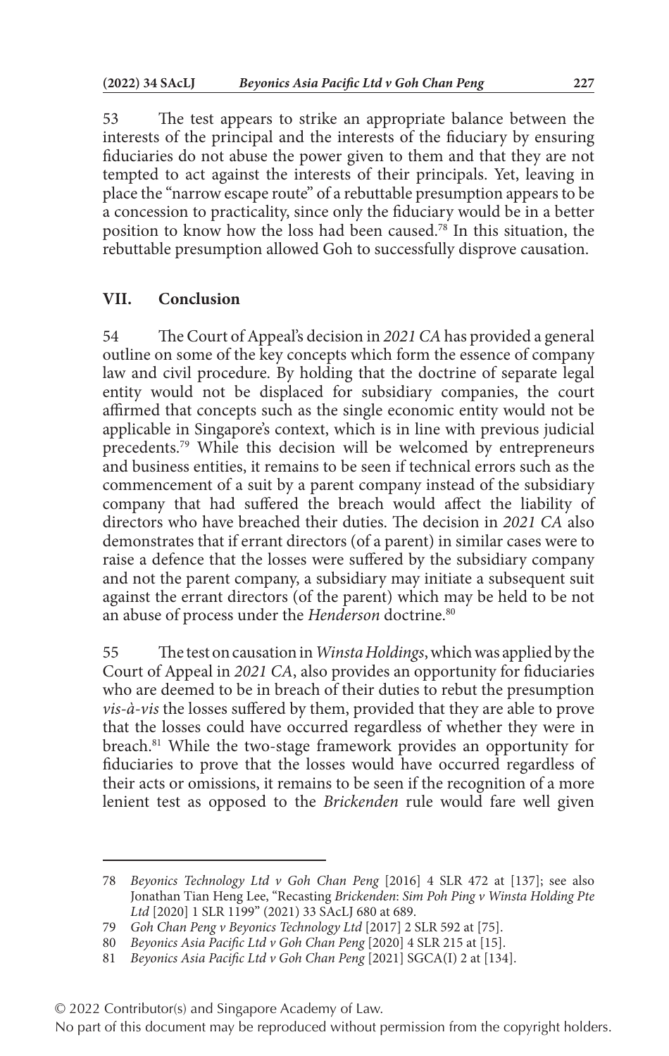53 The test appears to strike an appropriate balance between the interests of the principal and the interests of the fiduciary by ensuring fiduciaries do not abuse the power given to them and that they are not tempted to act against the interests of their principals. Yet, leaving in place the "narrow escape route" of a rebuttable presumption appears to be a concession to practicality, since only the fiduciary would be in a better position to know how the loss had been caused.[78] In this situation, the rebuttable presumption allowed Goh to successfully disprove causation.

## VII. Conclusion

54 The Court of Appeal's decision in *2021 CA* has provided a general outline on some of the key concepts which form the essence of company law and civil procedure. By holding that the doctrine of separate legal entity would not be displaced for subsidiary companies, the court affirmed that concepts such as the single economic entity would not be applicable in Singapore's context, which is in line with previous judicial precedents.[79] While this decision will be welcomed by entrepreneurs and business entities, it remains to be seen if technical errors such as the commencement of a suit by a parent company instead of the subsidiary company that had suffered the breach would affect the liability of directors who have breached their duties. The decision in *2021 CA* also demonstrates that if errant directors (of a parent) in similar cases were to raise a defence that the losses were suffered by the subsidiary company and not the parent company, a subsidiary may initiate a subsequent suit against the errant directors (of the parent) which may be held to be not an abuse of process under the *Henderson* doctrine.[80]

55 The test on causation in *Winsta Holdings*, which was applied by the Court of Appeal in *2021 CA*, also provides an opportunity for fiduciaries who are deemed to be in breach of their duties to rebut the presumption *vis-à-vis* the losses suffered by them, provided that they are able to prove that the losses could have occurred regardless of whether they were in breach.[81] While the two-stage framework provides an opportunity for fiduciaries to prove that the losses would have occurred regardless of their acts or omissions, it remains to be seen if the recognition of a more lenient test as opposed to the *Brickenden* rule would fare well given

---

78 *Beyonics Technology Ltd v Goh Chan Peng* [2016] 4 SLR 472 at [137]; see also Jonathan Tian Heng Lee, "Recasting *Brickenden*: *Sim Poh Ping v Winsta Holding Pte Ltd* [2020] 1 SLR 1199" (2021) 33 SAcLJ 680 at 689.

79 *Goh Chan Peng v Beyonics Technology Ltd* [2017] 2 SLR 592 at [75].

80 *Beyonics Asia Pacific Ltd v Goh Chan Peng* [2020] 4 SLR 215 at [15].

81 *Beyonics Asia Pacific Ltd v Goh Chan Peng* [2021] SGCA(I) 2 at [134].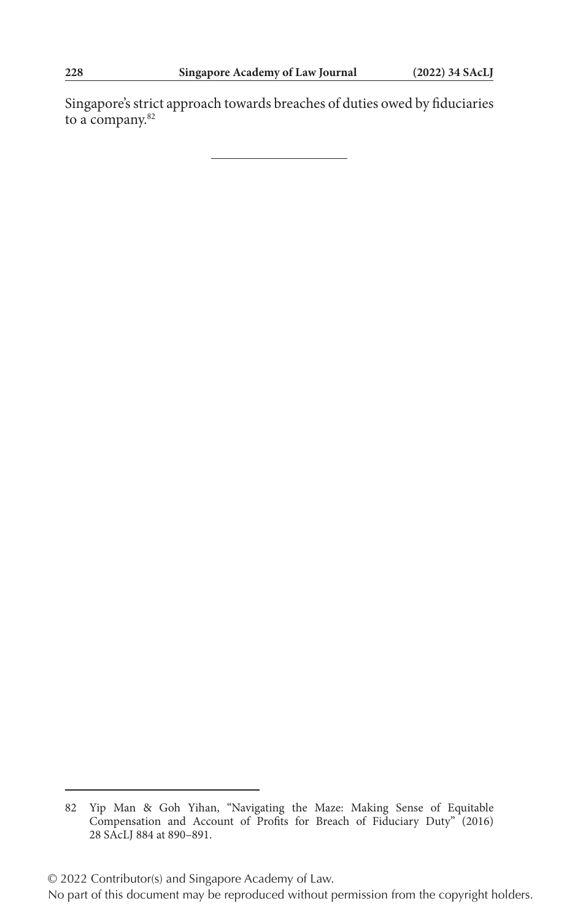Singapore's strict approach towards breaches of duties owed by fiduciaries to a company.[82]

---

82 Yip Man & Goh Yihan, "Navigating the Maze: Making Sense of Equitable Compensation and Account of Profits for Breach of Fiduciary Duty" (2016) 28 SAcLJ 884 at 890–891.

© 2022 Contributor(s) and Singapore Academy of Law.
No part of this document may be reproduced without permission from the copyright holders.